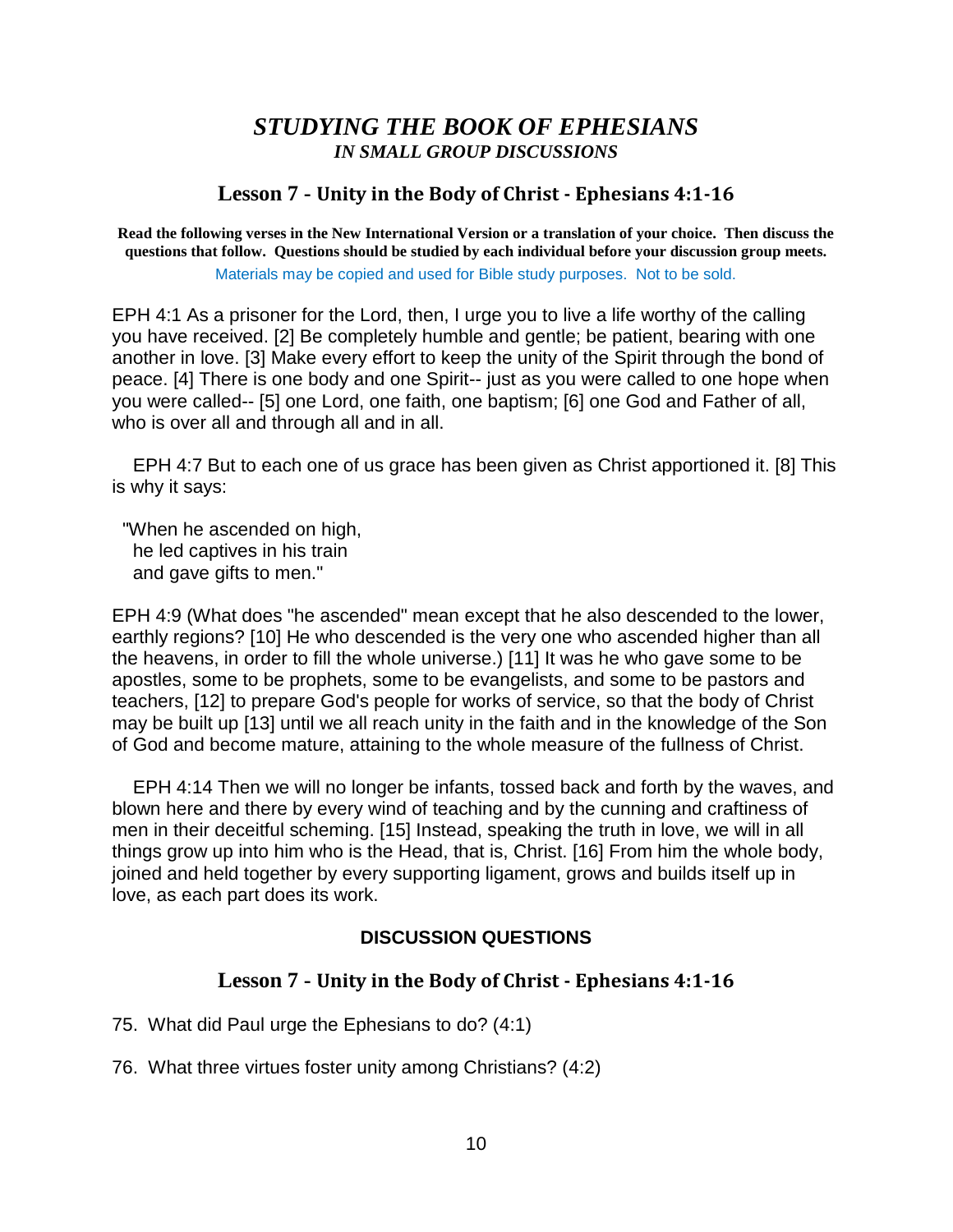# *STUDYING THE BOOK OF EPHESIANS*
## *IN SMALL GROUP DISCUSSIONS*

## Lesson 7 - Unity in the Body of Christ - Ephesians 4:1-16

**Read the following verses in the New International Version or a translation of your choice. Then discuss the questions that follow. Questions should be studied by each individual before your discussion group meets.**

Materials may be copied and used for Bible study purposes. Not to be sold.

EPH 4:1 As a prisoner for the Lord, then, I urge you to live a life worthy of the calling you have received. [2] Be completely humble and gentle; be patient, bearing with one another in love. [3] Make every effort to keep the unity of the Spirit through the bond of peace. [4] There is one body and one Spirit-- just as you were called to one hope when you were called-- [5] one Lord, one faith, one baptism; [6] one God and Father of all, who is over all and through all and in all.

EPH 4:7 But to each one of us grace has been given as Christ apportioned it. [8] This is why it says:

"When he ascended on high,  
he led captives in his train  
and gave gifts to men."

EPH 4:9 (What does "he ascended" mean except that he also descended to the lower, earthly regions? [10] He who descended is the very one who ascended higher than all the heavens, in order to fill the whole universe.) [11] It was he who gave some to be apostles, some to be prophets, some to be evangelists, and some to be pastors and teachers, [12] to prepare God's people for works of service, so that the body of Christ may be built up [13] until we all reach unity in the faith and in the knowledge of the Son of God and become mature, attaining to the whole measure of the fullness of Christ.

EPH 4:14 Then we will no longer be infants, tossed back and forth by the waves, and blown here and there by every wind of teaching and by the cunning and craftiness of men in their deceitful scheming. [15] Instead, speaking the truth in love, we will in all things grow up into him who is the Head, that is, Christ. [16] From him the whole body, joined and held together by every supporting ligament, grows and builds itself up in love, as each part does its work.

### DISCUSSION QUESTIONS

## Lesson 7 - Unity in the Body of Christ - Ephesians 4:1-16

75. What did Paul urge the Ephesians to do? (4:1)

76. What three virtues foster unity among Christians? (4:2)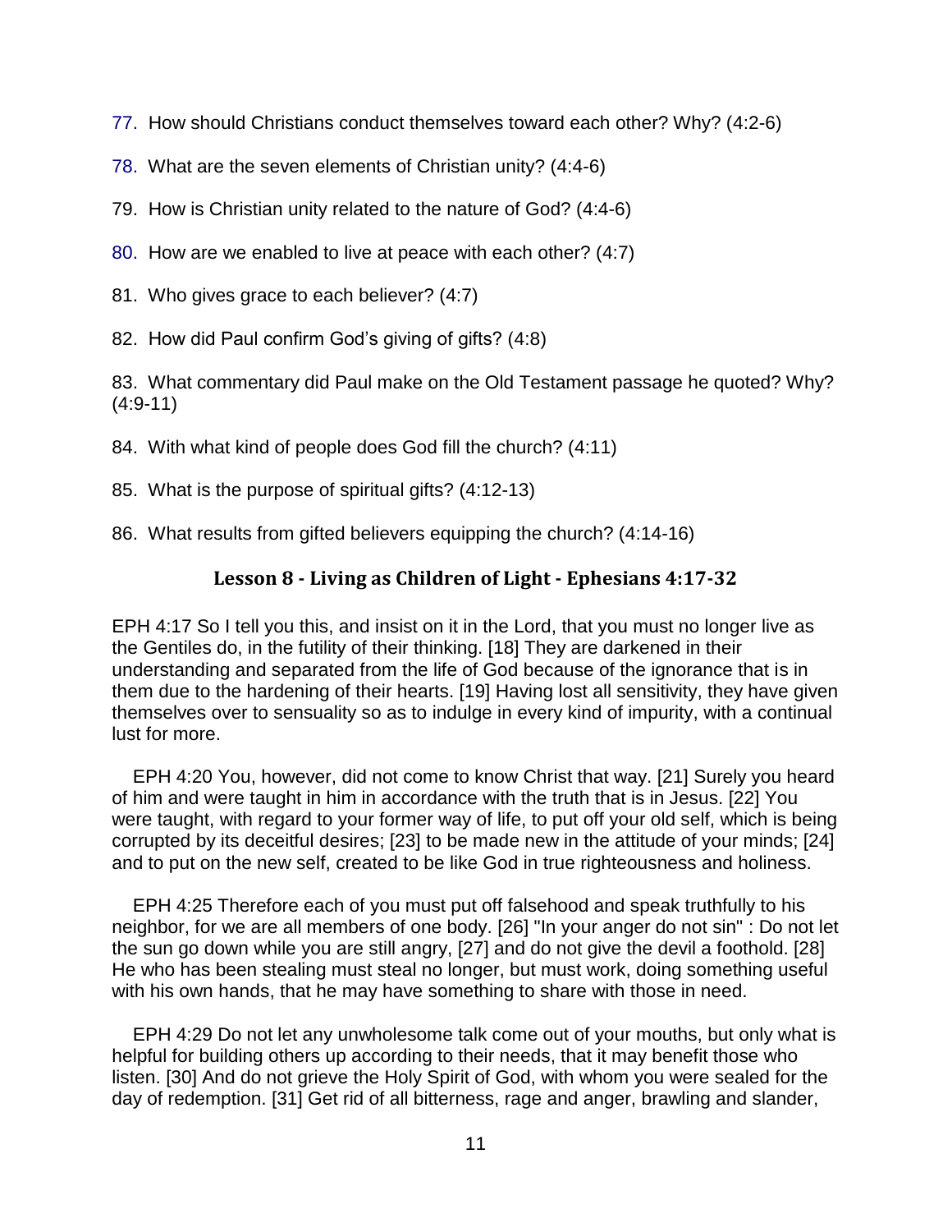77. How should Christians conduct themselves toward each other? Why? (4:2-6)

78. What are the seven elements of Christian unity? (4:4-6)

79. How is Christian unity related to the nature of God? (4:4-6)

80. How are we enabled to live at peace with each other? (4:7)

81. Who gives grace to each believer? (4:7)

82. How did Paul confirm God's giving of gifts? (4:8)

83. What commentary did Paul make on the Old Testament passage he quoted? Why? (4:9-11)

84. With what kind of people does God fill the church? (4:11)

85. What is the purpose of spiritual gifts? (4:12-13)

86. What results from gifted believers equipping the church? (4:14-16)

## Lesson 8 - Living as Children of Light - Ephesians 4:17-32

EPH 4:17 So I tell you this, and insist on it in the Lord, that you must no longer live as the Gentiles do, in the futility of their thinking. [18] They are darkened in their understanding and separated from the life of God because of the ignorance that is in them due to the hardening of their hearts. [19] Having lost all sensitivity, they have given themselves over to sensuality so as to indulge in every kind of impurity, with a continual lust for more.

EPH 4:20 You, however, did not come to know Christ that way. [21] Surely you heard of him and were taught in him in accordance with the truth that is in Jesus. [22] You were taught, with regard to your former way of life, to put off your old self, which is being corrupted by its deceitful desires; [23] to be made new in the attitude of your minds; [24] and to put on the new self, created to be like God in true righteousness and holiness.

EPH 4:25 Therefore each of you must put off falsehood and speak truthfully to his neighbor, for we are all members of one body. [26] "In your anger do not sin" : Do not let the sun go down while you are still angry, [27] and do not give the devil a foothold. [28] He who has been stealing must steal no longer, but must work, doing something useful with his own hands, that he may have something to share with those in need.

EPH 4:29 Do not let any unwholesome talk come out of your mouths, but only what is helpful for building others up according to their needs, that it may benefit those who listen. [30] And do not grieve the Holy Spirit of God, with whom you were sealed for the day of redemption. [31] Get rid of all bitterness, rage and anger, brawling and slander,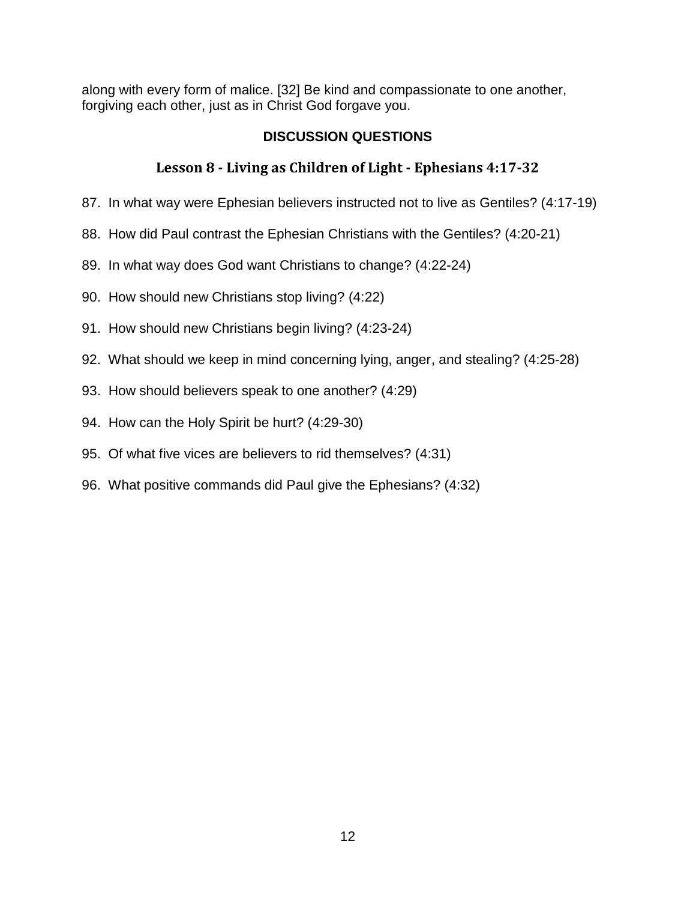along with every form of malice. [32] Be kind and compassionate to one another, forgiving each other, just as in Christ God forgave you.

## DISCUSSION QUESTIONS

### Lesson 8 - Living as Children of Light - Ephesians 4:17-32

87. In what way were Ephesian believers instructed not to live as Gentiles? (4:17-19)

88. How did Paul contrast the Ephesian Christians with the Gentiles? (4:20-21)

89. In what way does God want Christians to change? (4:22-24)

90. How should new Christians stop living? (4:22)

91. How should new Christians begin living? (4:23-24)

92. What should we keep in mind concerning lying, anger, and stealing? (4:25-28)

93. How should believers speak to one another? (4:29)

94. How can the Holy Spirit be hurt? (4:29-30)

95. Of what five vices are believers to rid themselves? (4:31)

96. What positive commands did Paul give the Ephesians? (4:32)